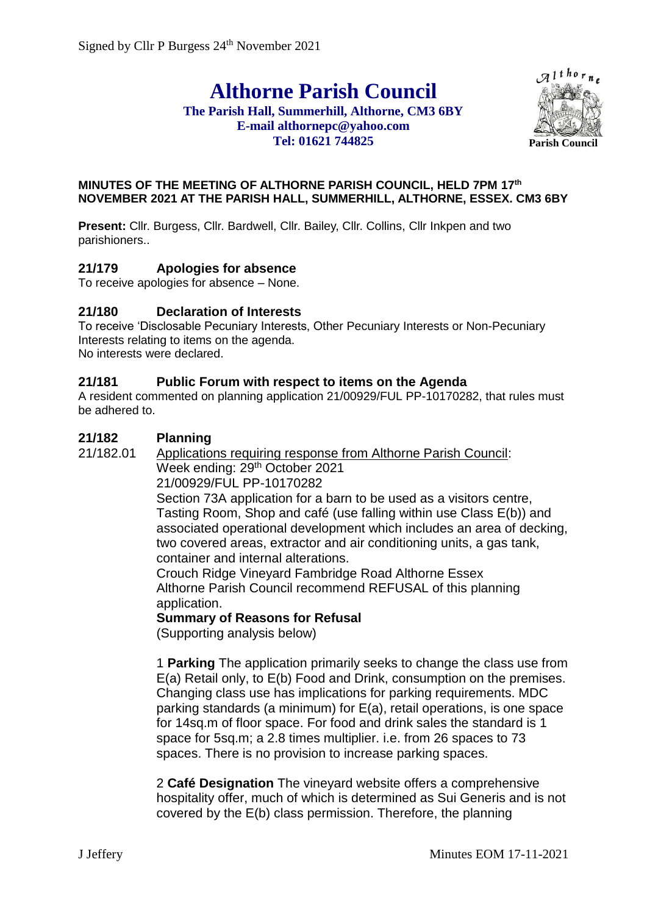Signed by Cllr P Burgess 24th November 2021

# Althorne Parish Council

**The Parish Hall, Summerhill, Althorne, CM3 6BY**
**E-mail althornepc@yahoo.com**
**Tel: 01621 744825**

**Parish Council**

**MINUTES OF THE MEETING OF ALTHORNE PARISH COUNCIL, HELD 7PM 17th NOVEMBER 2021 AT THE PARISH HALL, SUMMERHILL, ALTHORNE, ESSEX. CM3 6BY**

**Present:** Cllr. Burgess, Cllr. Bardwell, Cllr. Bailey, Cllr. Collins, Cllr Inkpen and two parishioners..

## 21/179 Apologies for absence

To receive apologies for absence – None.

## 21/180 Declaration of Interests

To receive 'Disclosable Pecuniary Interests, Other Pecuniary Interests or Non-Pecuniary Interests relating to items on the agenda.
No interests were declared.

## 21/181 Public Forum with respect to items on the Agenda

A resident commented on planning application 21/00929/FUL PP-10170282, that rules must be adhered to.

## 21/182 Planning

21/182.01 Applications requiring response from Althorne Parish Council:

Week ending: 29th October 2021

21/00929/FUL PP-10170282

Section 73A application for a barn to be used as a visitors centre, Tasting Room, Shop and café (use falling within use Class E(b)) and associated operational development which includes an area of decking, two covered areas, extractor and air conditioning units, a gas tank, container and internal alterations.

Crouch Ridge Vineyard Fambridge Road Althorne Essex

Althorne Parish Council recommend REFUSAL of this planning application.

**Summary of Reasons for Refusal**

(Supporting analysis below)

1 **Parking** The application primarily seeks to change the class use from E(a) Retail only, to E(b) Food and Drink, consumption on the premises. Changing class use has implications for parking requirements. MDC parking standards (a minimum) for E(a), retail operations, is one space for 14sq.m of floor space. For food and drink sales the standard is 1 space for 5sq.m; a 2.8 times multiplier. i.e. from 26 spaces to 73 spaces. There is no provision to increase parking spaces.

2 **Café Designation** The vineyard website offers a comprehensive hospitality offer, much of which is determined as Sui Generis and is not covered by the E(b) class permission. Therefore, the planning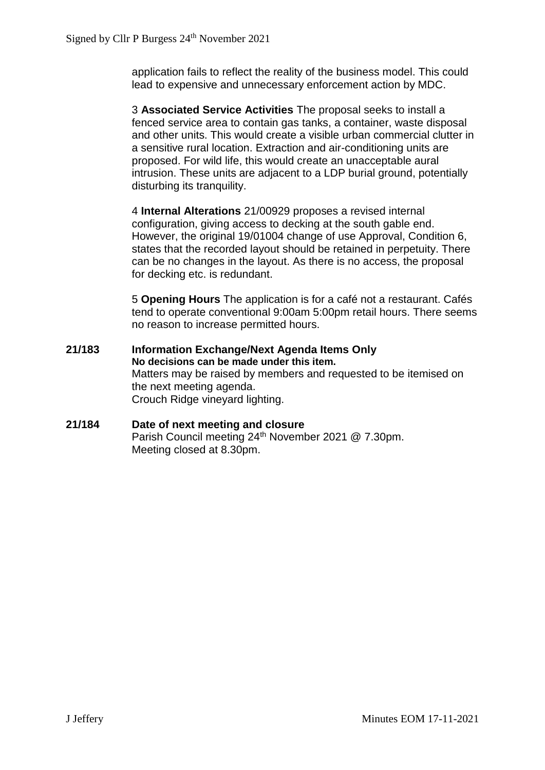application fails to reflect the reality of the business model. This could lead to expensive and unnecessary enforcement action by MDC.

3 **Associated Service Activities** The proposal seeks to install a fenced service area to contain gas tanks, a container, waste disposal and other units. This would create a visible urban commercial clutter in a sensitive rural location. Extraction and air-conditioning units are proposed. For wild life, this would create an unacceptable aural intrusion. These units are adjacent to a LDP burial ground, potentially disturbing its tranquility.

4 **Internal Alterations** 21/00929 proposes a revised internal configuration, giving access to decking at the south gable end. However, the original 19/01004 change of use Approval, Condition 6, states that the recorded layout should be retained in perpetuity. There can be no changes in the layout. As there is no access, the proposal for decking etc. is redundant.

5 **Opening Hours** The application is for a café not a restaurant. Cafés tend to operate conventional 9:00am 5:00pm retail hours. There seems no reason to increase permitted hours.

**21/183 Information Exchange/Next Agenda Items Only**

**No decisions can be made under this item.**

Matters may be raised by members and requested to be itemised on the next meeting agenda.

Crouch Ridge vineyard lighting.

**21/184 Date of next meeting and closure**

Parish Council meeting 24th November 2021 @ 7.30pm.

Meeting closed at 8.30pm.